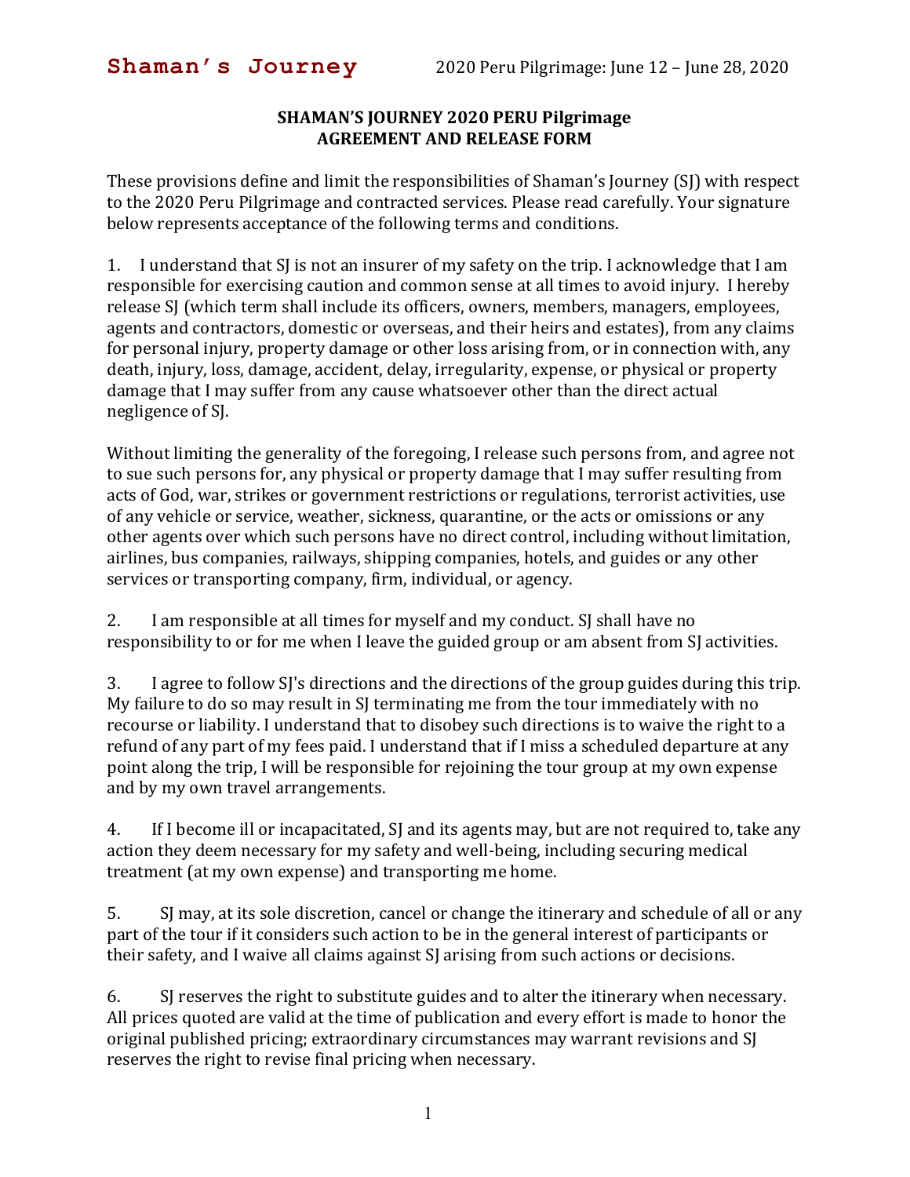## SHAMAN'S JOURNEY 2020 PERU Pilgrimage
## AGREEMENT AND RELEASE FORM

These provisions define and limit the responsibilities of Shaman's Journey (SJ) with respect to the 2020 Peru Pilgrimage and contracted services. Please read carefully. Your signature below represents acceptance of the following terms and conditions.

1. I understand that SJ is not an insurer of my safety on the trip. I acknowledge that I am responsible for exercising caution and common sense at all times to avoid injury. I hereby release SJ (which term shall include its officers, owners, members, managers, employees, agents and contractors, domestic or overseas, and their heirs and estates), from any claims for personal injury, property damage or other loss arising from, or in connection with, any death, injury, loss, damage, accident, delay, irregularity, expense, or physical or property damage that I may suffer from any cause whatsoever other than the direct actual negligence of SJ.

Without limiting the generality of the foregoing, I release such persons from, and agree not to sue such persons for, any physical or property damage that I may suffer resulting from acts of God, war, strikes or government restrictions or regulations, terrorist activities, use of any vehicle or service, weather, sickness, quarantine, or the acts or omissions or any other agents over which such persons have no direct control, including without limitation, airlines, bus companies, railways, shipping companies, hotels, and guides or any other services or transporting company, firm, individual, or agency.

2. I am responsible at all times for myself and my conduct. SJ shall have no responsibility to or for me when I leave the guided group or am absent from SJ activities.

3. I agree to follow SJ's directions and the directions of the group guides during this trip. My failure to do so may result in SJ terminating me from the tour immediately with no recourse or liability. I understand that to disobey such directions is to waive the right to a refund of any part of my fees paid. I understand that if I miss a scheduled departure at any point along the trip, I will be responsible for rejoining the tour group at my own expense and by my own travel arrangements.

4. If I become ill or incapacitated, SJ and its agents may, but are not required to, take any action they deem necessary for my safety and well-being, including securing medical treatment (at my own expense) and transporting me home.

5. SJ may, at its sole discretion, cancel or change the itinerary and schedule of all or any part of the tour if it considers such action to be in the general interest of participants or their safety, and I waive all claims against SJ arising from such actions or decisions.

6. SJ reserves the right to substitute guides and to alter the itinerary when necessary. All prices quoted are valid at the time of publication and every effort is made to honor the original published pricing; extraordinary circumstances may warrant revisions and SJ reserves the right to revise final pricing when necessary.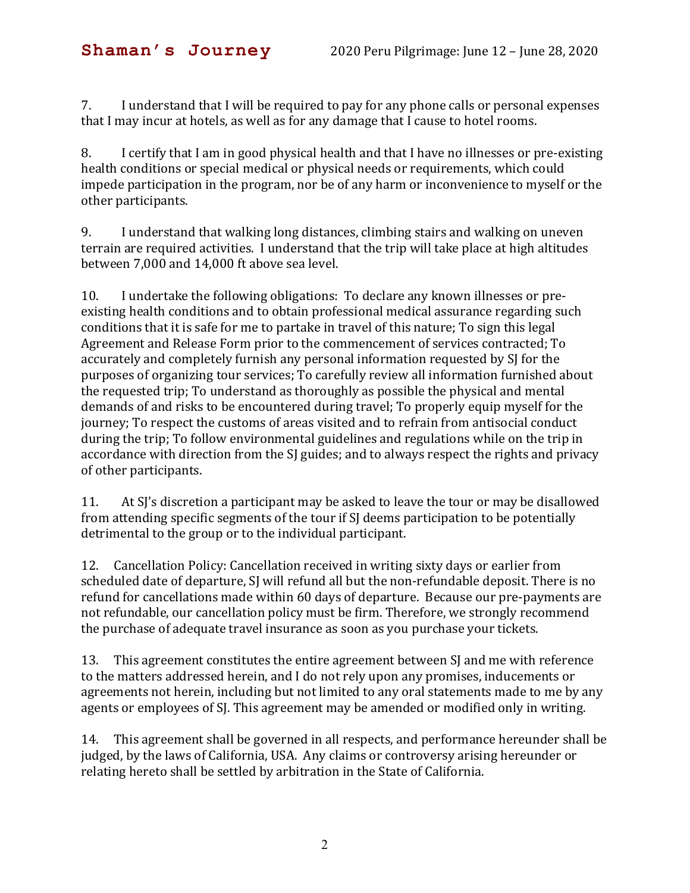7. I understand that I will be required to pay for any phone calls or personal expenses that I may incur at hotels, as well as for any damage that I cause to hotel rooms.

8. I certify that I am in good physical health and that I have no illnesses or pre-existing health conditions or special medical or physical needs or requirements, which could impede participation in the program, nor be of any harm or inconvenience to myself or the other participants.

9. I understand that walking long distances, climbing stairs and walking on uneven terrain are required activities. I understand that the trip will take place at high altitudes between 7,000 and 14,000 ft above sea level.

10. I undertake the following obligations: To declare any known illnesses or pre-existing health conditions and to obtain professional medical assurance regarding such conditions that it is safe for me to partake in travel of this nature; To sign this legal Agreement and Release Form prior to the commencement of services contracted; To accurately and completely furnish any personal information requested by SJ for the purposes of organizing tour services; To carefully review all information furnished about the requested trip; To understand as thoroughly as possible the physical and mental demands of and risks to be encountered during travel; To properly equip myself for the journey; To respect the customs of areas visited and to refrain from antisocial conduct during the trip; To follow environmental guidelines and regulations while on the trip in accordance with direction from the SJ guides; and to always respect the rights and privacy of other participants.

11. At SJ's discretion a participant may be asked to leave the tour or may be disallowed from attending specific segments of the tour if SJ deems participation to be potentially detrimental to the group or to the individual participant.

12. Cancellation Policy: Cancellation received in writing sixty days or earlier from scheduled date of departure, SJ will refund all but the non-refundable deposit. There is no refund for cancellations made within 60 days of departure. Because our pre-payments are not refundable, our cancellation policy must be firm. Therefore, we strongly recommend the purchase of adequate travel insurance as soon as you purchase your tickets.

13. This agreement constitutes the entire agreement between SJ and me with reference to the matters addressed herein, and I do not rely upon any promises, inducements or agreements not herein, including but not limited to any oral statements made to me by any agents or employees of SJ. This agreement may be amended or modified only in writing.

14. This agreement shall be governed in all respects, and performance hereunder shall be judged, by the laws of California, USA. Any claims or controversy arising hereunder or relating hereto shall be settled by arbitration in the State of California.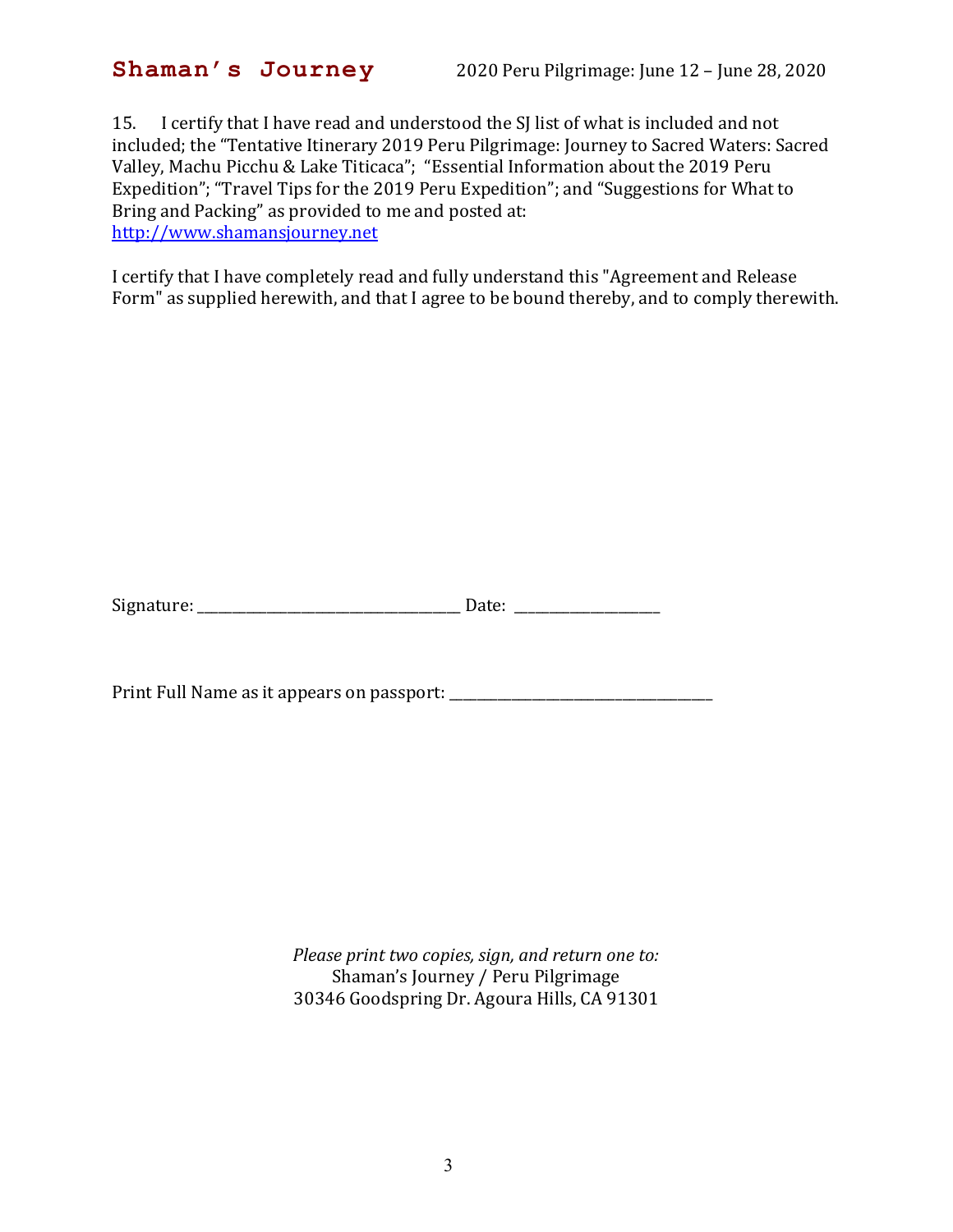15. I certify that I have read and understood the SJ list of what is included and not included; the “Tentative Itinerary 2019 Peru Pilgrimage: Journey to Sacred Waters: Sacred Valley, Machu Picchu & Lake Titicaca”; “Essential Information about the 2019 Peru Expedition”; “Travel Tips for the 2019 Peru Expedition”; and “Suggestions for What to Bring and Packing” as provided to me and posted at: [http://www.shamansjourney.net](http://www.shamansjourney.net)

I certify that I have completely read and fully understand this "Agreement and Release Form" as supplied herewith, and that I agree to be bound thereby, and to comply therewith.

Signature: ____________________________________ Date: ____________________

Print Full Name as it appears on passport: ____________________________________

*Please print two copies, sign, and return one to:*
Shaman’s Journey / Peru Pilgrimage
30346 Goodspring Dr. Agoura Hills, CA 91301